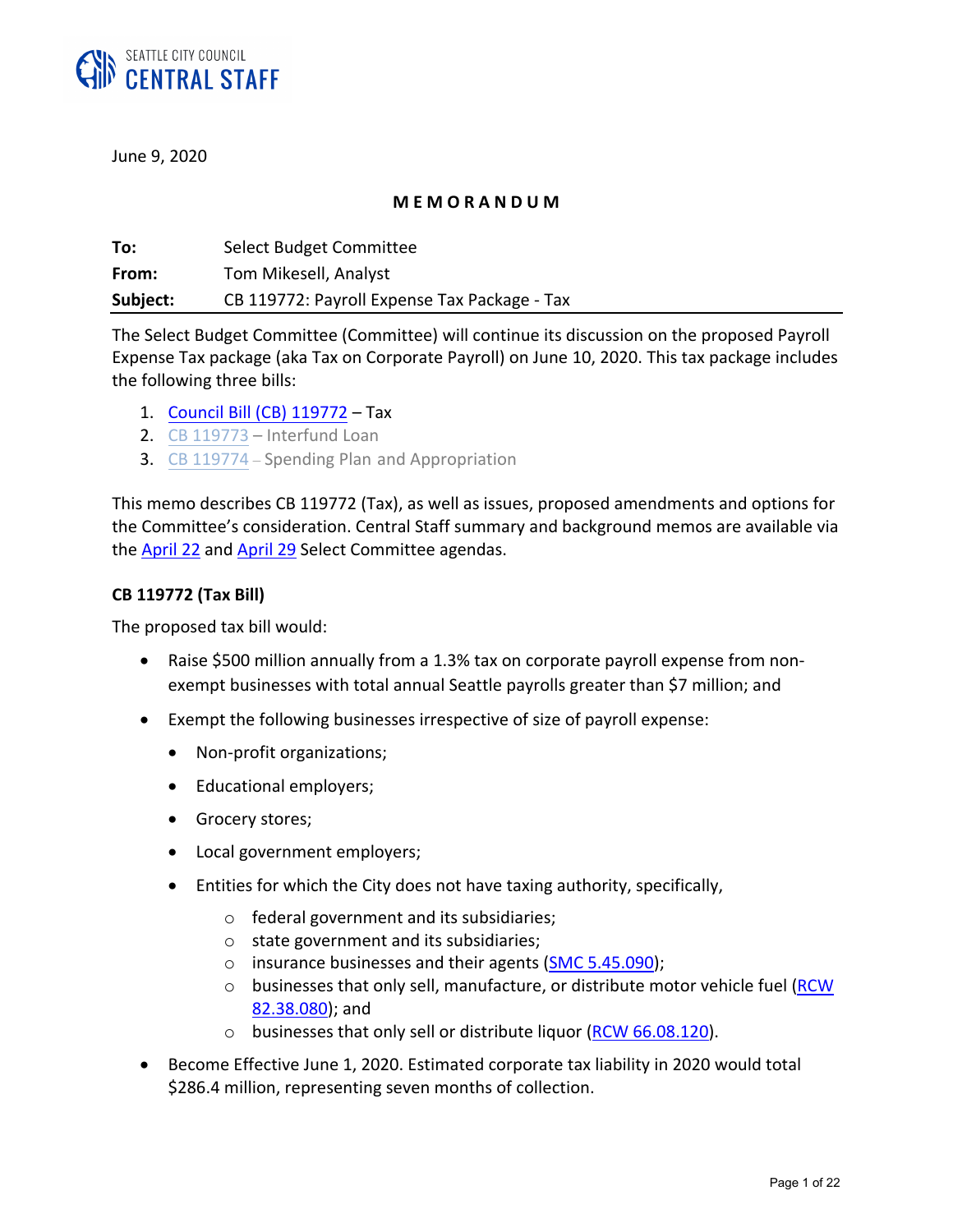SEATTLE CITY COUNCIL
CENTRAL STAFF

June 9, 2020

# MEMORANDUM

| | |
|---|---|
| **To:** | Select Budget Committee |
| **From:** | Tom Mikesell, Analyst |
| **Subject:** | CB 119772: Payroll Expense Tax Package - Tax |

The Select Budget Committee (Committee) will continue its discussion on the proposed Payroll Expense Tax package (aka Tax on Corporate Payroll) on June 10, 2020. This tax package includes the following three bills:

1. Council Bill (CB) 119772 – Tax
2. CB 119773 – Interfund Loan
3. CB 119774 – Spending Plan and Appropriation

This memo describes CB 119772 (Tax), as well as issues, proposed amendments and options for the Committee's consideration. Central Staff summary and background memos are available via the April 22 and April 29 Select Committee agendas.

### CB 119772 (Tax Bill)

The proposed tax bill would:

- Raise $500 million annually from a 1.3% tax on corporate payroll expense from non-exempt businesses with total annual Seattle payrolls greater than $7 million; and
- Exempt the following businesses irrespective of size of payroll expense:
  - Non-profit organizations;
  - Educational employers;
  - Grocery stores;
  - Local government employers;
  - Entities for which the City does not have taxing authority, specifically,
    - federal government and its subsidiaries;
    - state government and its subsidiaries;
    - insurance businesses and their agents (SMC 5.45.090);
    - businesses that only sell, manufacture, or distribute motor vehicle fuel (RCW 82.38.080); and
    - businesses that only sell or distribute liquor (RCW 66.08.120).
- Become Effective June 1, 2020. Estimated corporate tax liability in 2020 would total $286.4 million, representing seven months of collection.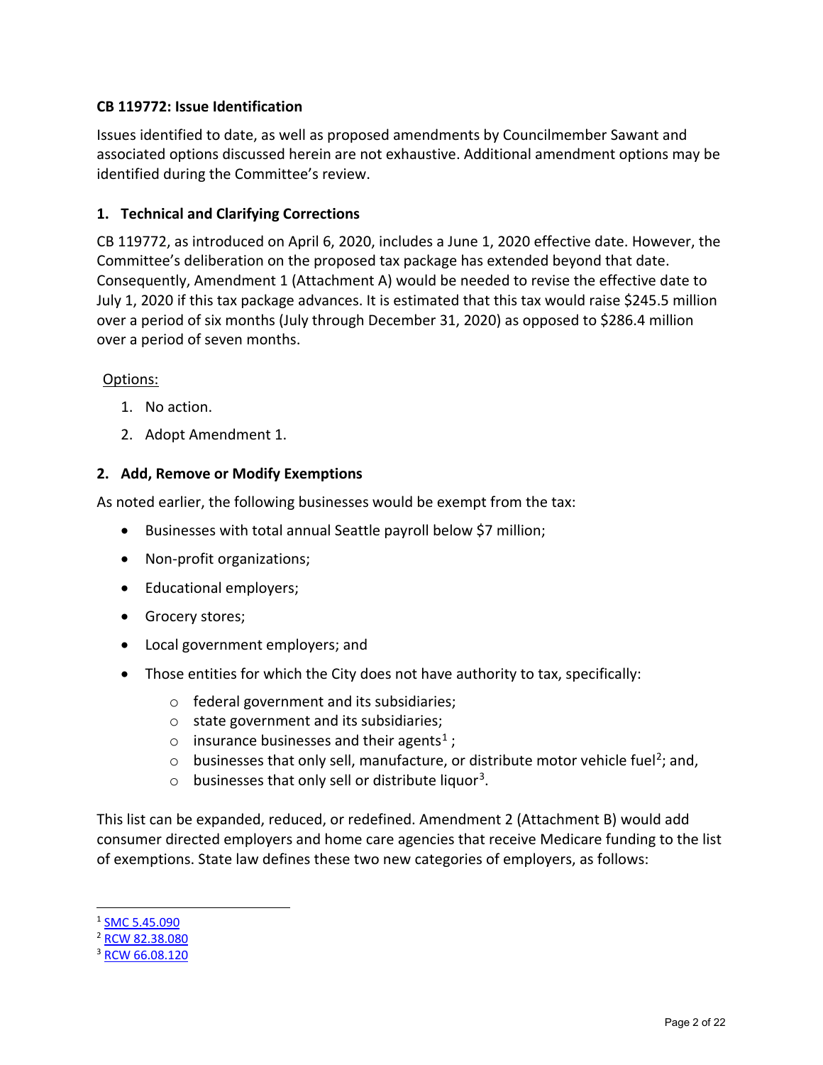**CB 119772: Issue Identification**

Issues identified to date, as well as proposed amendments by Councilmember Sawant and associated options discussed herein are not exhaustive. Additional amendment options may be identified during the Committee's review.

**1. Technical and Clarifying Corrections**

CB 119772, as introduced on April 6, 2020, includes a June 1, 2020 effective date. However, the Committee's deliberation on the proposed tax package has extended beyond that date. Consequently, Amendment 1 (Attachment A) would be needed to revise the effective date to July 1, 2020 if this tax package advances. It is estimated that this tax would raise $245.5 million over a period of six months (July through December 31, 2020) as opposed to $286.4 million over a period of seven months.

Options:

1. No action.
2. Adopt Amendment 1.

**2. Add, Remove or Modify Exemptions**

As noted earlier, the following businesses would be exempt from the tax:

- Businesses with total annual Seattle payroll below $7 million;
- Non-profit organizations;
- Educational employers;
- Grocery stores;
- Local government employers; and
- Those entities for which the City does not have authority to tax, specifically:
  - federal government and its subsidiaries;
  - state government and its subsidiaries;
  - insurance businesses and their agents[1];
  - businesses that only sell, manufacture, or distribute motor vehicle fuel[2]; and,
  - businesses that only sell or distribute liquor[3].

This list can be expanded, reduced, or redefined. Amendment 2 (Attachment B) would add consumer directed employers and home care agencies that receive Medicare funding to the list of exemptions. State law defines these two new categories of employers, as follows:

[1] SMC 5.45.090

[2] RCW 82.38.080

[3] RCW 66.08.120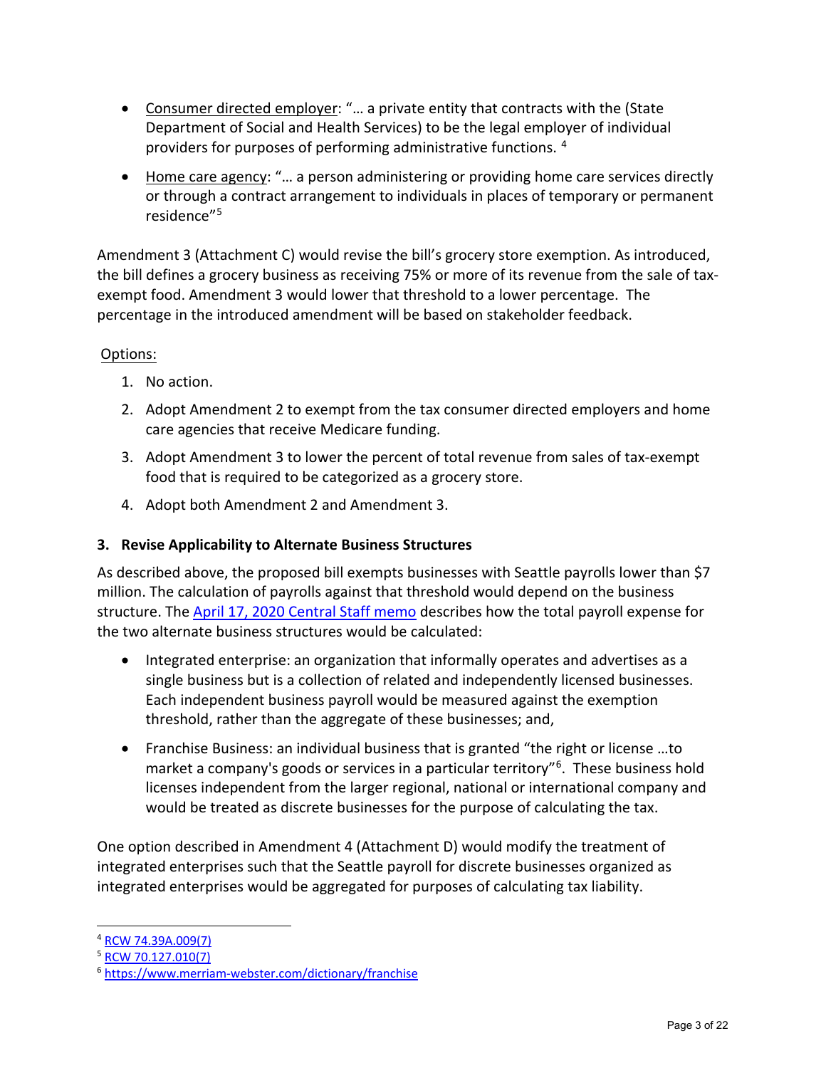- Consumer directed employer: "… a private entity that contracts with the (State Department of Social and Health Services) to be the legal employer of individual providers for purposes of performing administrative functions. [4]
- Home care agency: "… a person administering or providing home care services directly or through a contract arrangement to individuals in places of temporary or permanent residence"[5]

Amendment 3 (Attachment C) would revise the bill's grocery store exemption. As introduced, the bill defines a grocery business as receiving 75% or more of its revenue from the sale of tax-exempt food. Amendment 3 would lower that threshold to a lower percentage. The percentage in the introduced amendment will be based on stakeholder feedback.

Options:

1. No action.
2. Adopt Amendment 2 to exempt from the tax consumer directed employers and home care agencies that receive Medicare funding.
3. Adopt Amendment 3 to lower the percent of total revenue from sales of tax-exempt food that is required to be categorized as a grocery store.
4. Adopt both Amendment 2 and Amendment 3.

### 3. Revise Applicability to Alternate Business Structures

As described above, the proposed bill exempts businesses with Seattle payrolls lower than $7 million. The calculation of payrolls against that threshold would depend on the business structure. The April 17, 2020 Central Staff memo describes how the total payroll expense for the two alternate business structures would be calculated:

- Integrated enterprise: an organization that informally operates and advertises as a single business but is a collection of related and independently licensed businesses. Each independent business payroll would be measured against the exemption threshold, rather than the aggregate of these businesses; and,
- Franchise Business: an individual business that is granted "the right or license …to market a company's goods or services in a particular territory"[6]. These business hold licenses independent from the larger regional, national or international company and would be treated as discrete businesses for the purpose of calculating the tax.

One option described in Amendment 4 (Attachment D) would modify the treatment of integrated enterprises such that the Seattle payroll for discrete businesses organized as integrated enterprises would be aggregated for purposes of calculating tax liability.

---

[4] RCW 74.39A.009(7)

[5] RCW 70.127.010(7)

[6] https://www.merriam-webster.com/dictionary/franchise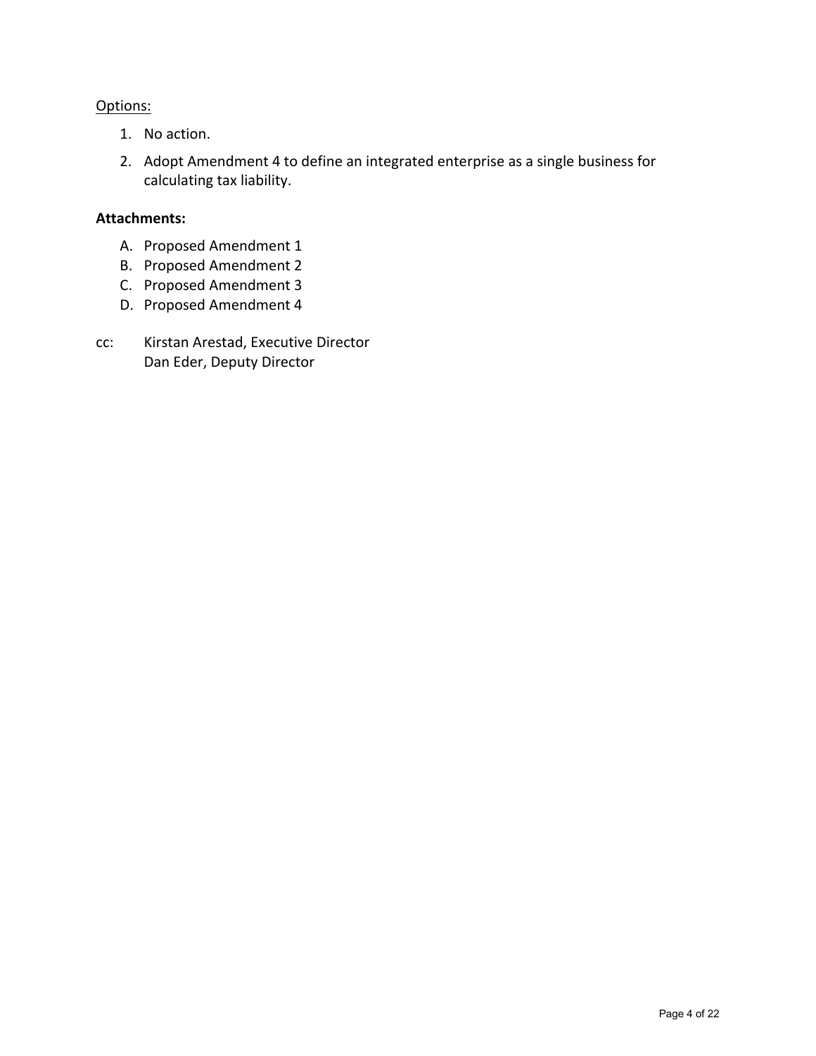<u>Options:</u>

1. No action.
2. Adopt Amendment 4 to define an integrated enterprise as a single business for calculating tax liability.

**Attachments:**

A. Proposed Amendment 1
B. Proposed Amendment 2
C. Proposed Amendment 3
D. Proposed Amendment 4

cc: Kirstan Arestad, Executive Director
Dan Eder, Deputy Director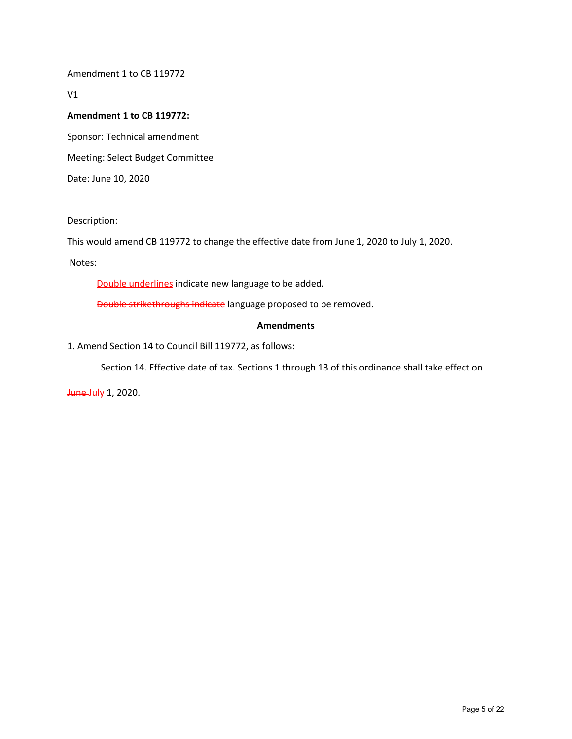Amendment 1 to CB 119772

V1

**Amendment 1 to CB 119772:**

Sponsor: Technical amendment

Meeting: Select Budget Committee

Date: June 10, 2020

Description:

This would amend CB 119772 to change the effective date from June 1, 2020 to July 1, 2020.

Notes:

<u>Double underlines</u> indicate new language to be added.

~~Double strikethroughs indicate~~ language proposed to be removed.

**Amendments**

1. Amend Section 14 to Council Bill 119772, as follows:

Section 14. Effective date of tax. Sections 1 through 13 of this ordinance shall take effect on ~~June~~ <u>July</u> 1, 2020.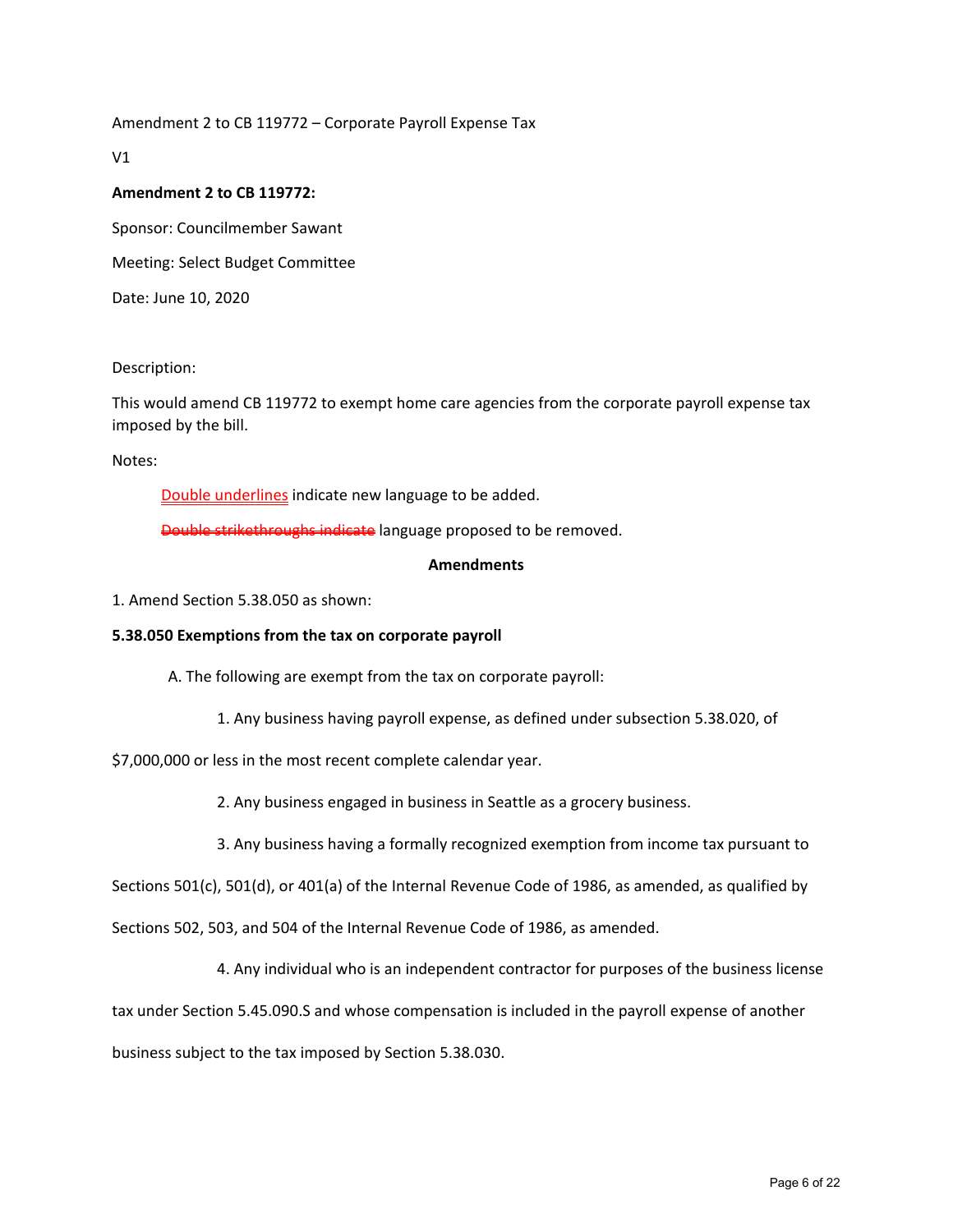Amendment 2 to CB 119772 – Corporate Payroll Expense Tax

V1

**Amendment 2 to CB 119772:**

Sponsor: Councilmember Sawant

Meeting: Select Budget Committee

Date: June 10, 2020

Description:

This would amend CB 119772 to exempt home care agencies from the corporate payroll expense tax imposed by the bill.

Notes:

<u>Double underlines</u> indicate new language to be added.

~~Double strikethroughs indicate~~ language proposed to be removed.

**Amendments**

1. Amend Section 5.38.050 as shown:

**5.38.050 Exemptions from the tax on corporate payroll**

A. The following are exempt from the tax on corporate payroll:

1. Any business having payroll expense, as defined under subsection 5.38.020, of $7,000,000 or less in the most recent complete calendar year.

2. Any business engaged in business in Seattle as a grocery business.

3. Any business having a formally recognized exemption from income tax pursuant to Sections 501(c), 501(d), or 401(a) of the Internal Revenue Code of 1986, as amended, as qualified by Sections 502, 503, and 504 of the Internal Revenue Code of 1986, as amended.

4. Any individual who is an independent contractor for purposes of the business license tax under Section 5.45.090.S and whose compensation is included in the payroll expense of another business subject to the tax imposed by Section 5.38.030.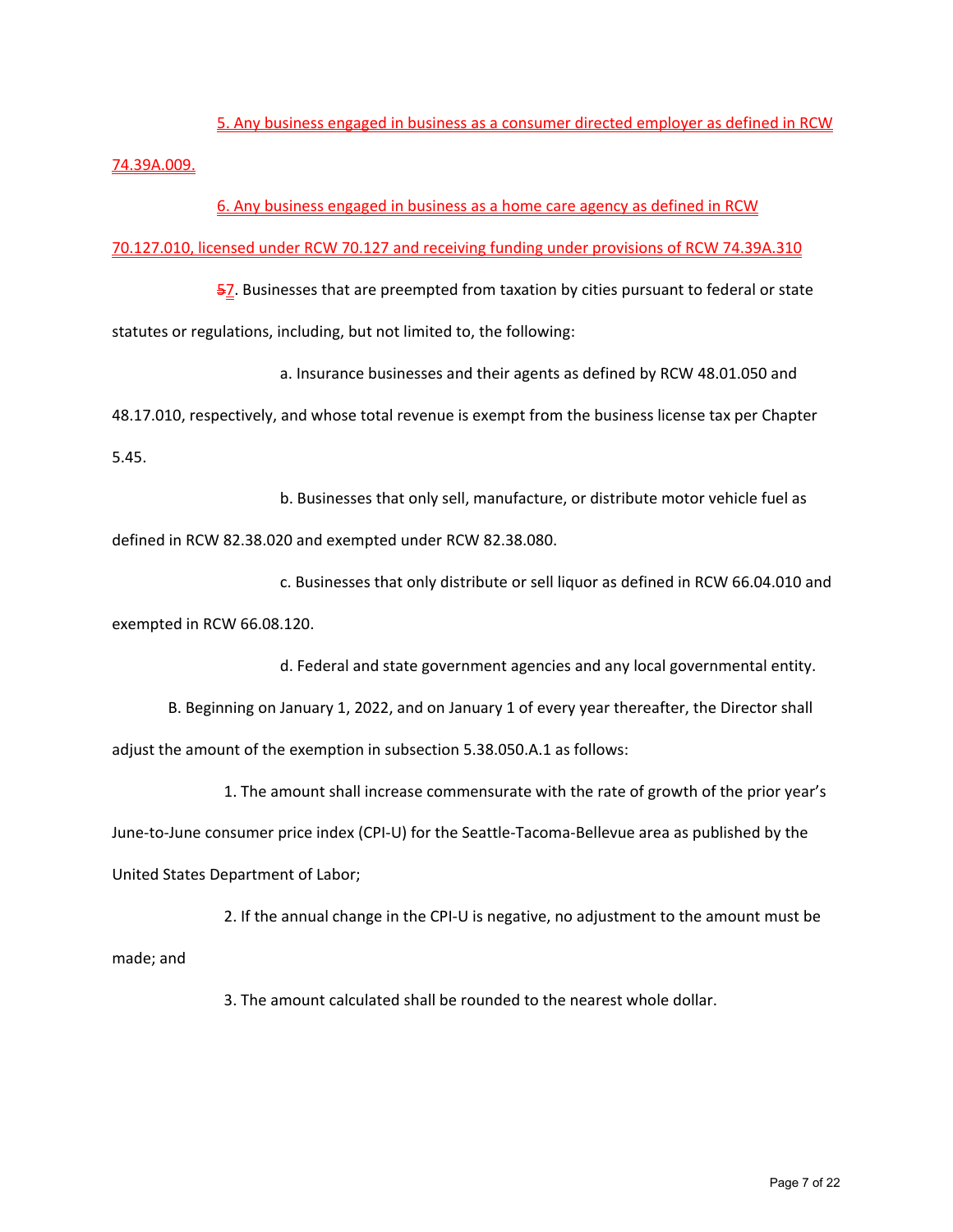5. Any business engaged in business as a consumer directed employer as defined in RCW 74.39A.009.

6. Any business engaged in business as a home care agency as defined in RCW 70.127.010, licensed under RCW 70.127 and receiving funding under provisions of RCW 74.39A.310

~~5~~7. Businesses that are preempted from taxation by cities pursuant to federal or state statutes or regulations, including, but not limited to, the following:

a. Insurance businesses and their agents as defined by RCW 48.01.050 and 48.17.010, respectively, and whose total revenue is exempt from the business license tax per Chapter 5.45.

b. Businesses that only sell, manufacture, or distribute motor vehicle fuel as defined in RCW 82.38.020 and exempted under RCW 82.38.080.

c. Businesses that only distribute or sell liquor as defined in RCW 66.04.010 and exempted in RCW 66.08.120.

d. Federal and state government agencies and any local governmental entity.

B. Beginning on January 1, 2022, and on January 1 of every year thereafter, the Director shall adjust the amount of the exemption in subsection 5.38.050.A.1 as follows:

1. The amount shall increase commensurate with the rate of growth of the prior year's June-to-June consumer price index (CPI-U) for the Seattle-Tacoma-Bellevue area as published by the United States Department of Labor;

2. If the annual change in the CPI-U is negative, no adjustment to the amount must be made; and

3. The amount calculated shall be rounded to the nearest whole dollar.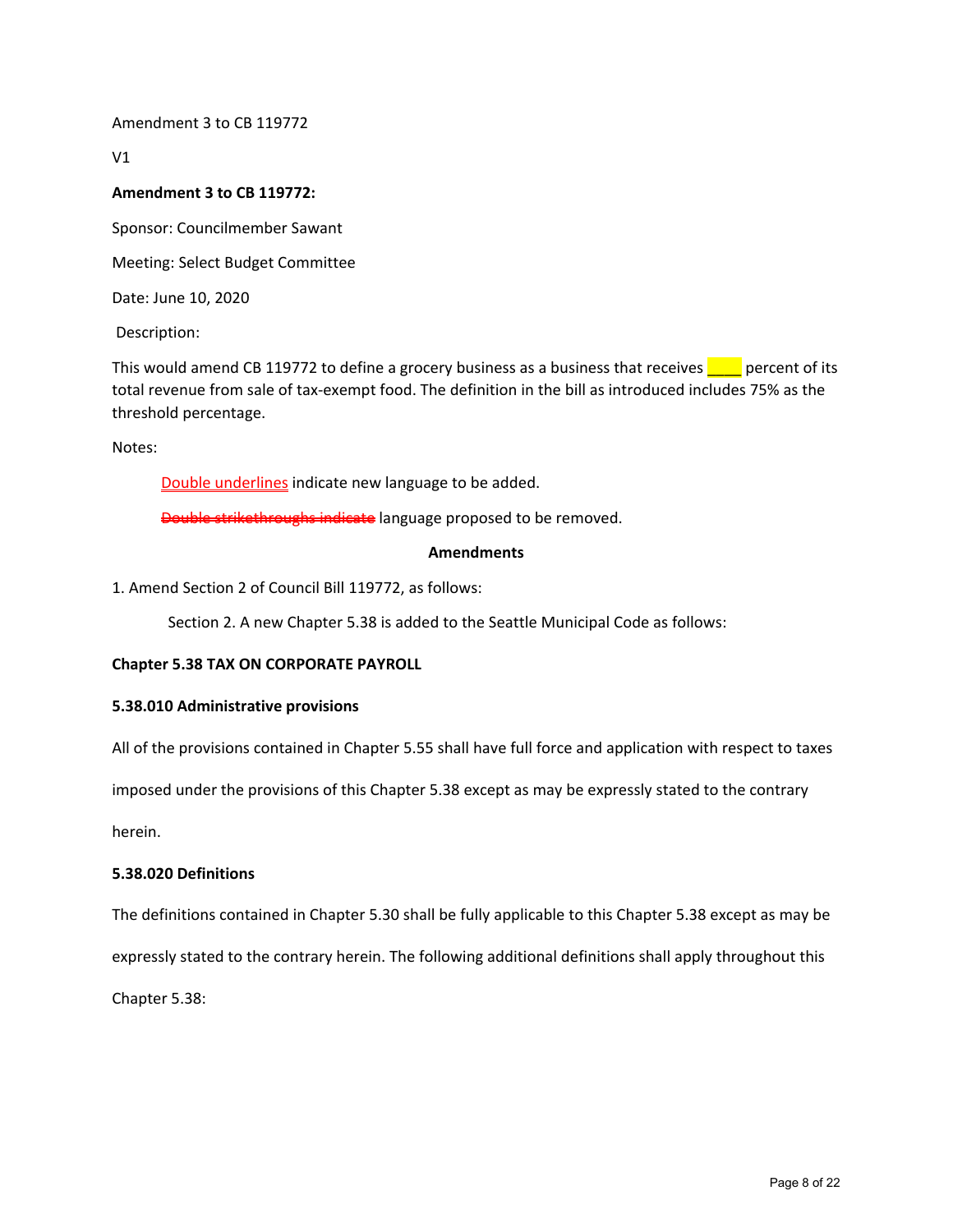Amendment 3 to CB 119772

V1

**Amendment 3 to CB 119772:**

Sponsor: Councilmember Sawant

Meeting: Select Budget Committee

Date: June 10, 2020

Description:

This would amend CB 119772 to define a grocery business as a business that receives ____ percent of its total revenue from sale of tax-exempt food. The definition in the bill as introduced includes 75% as the threshold percentage.

Notes:

Double underlines indicate new language to be added.

~~Double strikethroughs indicate~~ language proposed to be removed.

**Amendments**

1. Amend Section 2 of Council Bill 119772, as follows:

Section 2. A new Chapter 5.38 is added to the Seattle Municipal Code as follows:

**Chapter 5.38 TAX ON CORPORATE PAYROLL**

**5.38.010 Administrative provisions**

All of the provisions contained in Chapter 5.55 shall have full force and application with respect to taxes imposed under the provisions of this Chapter 5.38 except as may be expressly stated to the contrary herein.

**5.38.020 Definitions**

The definitions contained in Chapter 5.30 shall be fully applicable to this Chapter 5.38 except as may be expressly stated to the contrary herein. The following additional definitions shall apply throughout this Chapter 5.38: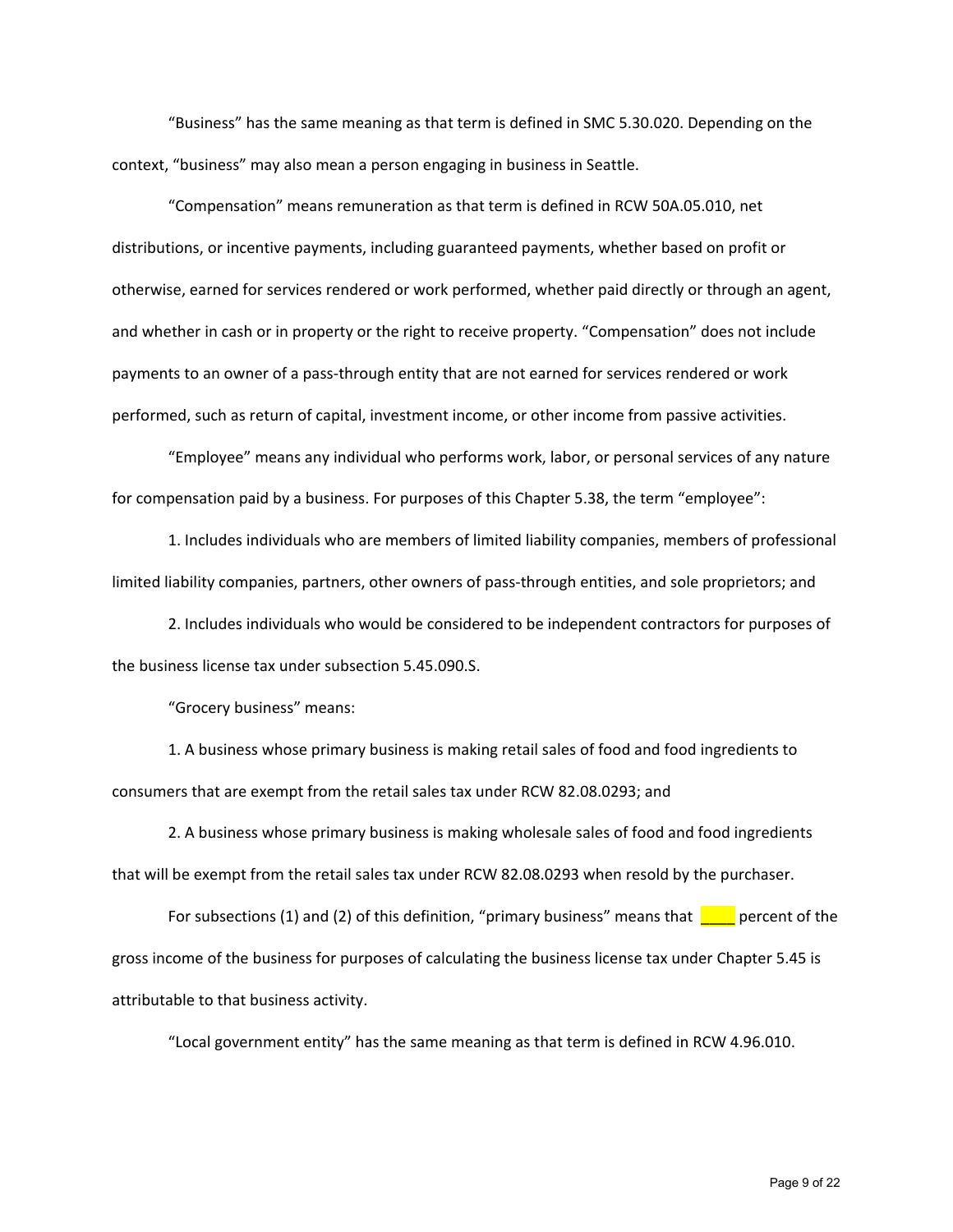"Business" has the same meaning as that term is defined in SMC 5.30.020. Depending on the context, "business" may also mean a person engaging in business in Seattle.

"Compensation" means remuneration as that term is defined in RCW 50A.05.010, net distributions, or incentive payments, including guaranteed payments, whether based on profit or otherwise, earned for services rendered or work performed, whether paid directly or through an agent, and whether in cash or in property or the right to receive property. "Compensation" does not include payments to an owner of a pass-through entity that are not earned for services rendered or work performed, such as return of capital, investment income, or other income from passive activities.

"Employee" means any individual who performs work, labor, or personal services of any nature for compensation paid by a business. For purposes of this Chapter 5.38, the term "employee":

1. Includes individuals who are members of limited liability companies, members of professional limited liability companies, partners, other owners of pass-through entities, and sole proprietors; and

2. Includes individuals who would be considered to be independent contractors for purposes of the business license tax under subsection 5.45.090.S.

"Grocery business" means:

1. A business whose primary business is making retail sales of food and food ingredients to consumers that are exempt from the retail sales tax under RCW 82.08.0293; and

2. A business whose primary business is making wholesale sales of food and food ingredients that will be exempt from the retail sales tax under RCW 82.08.0293 when resold by the purchaser.

For subsections (1) and (2) of this definition, "primary business" means that ____ percent of the gross income of the business for purposes of calculating the business license tax under Chapter 5.45 is attributable to that business activity.

"Local government entity" has the same meaning as that term is defined in RCW 4.96.010.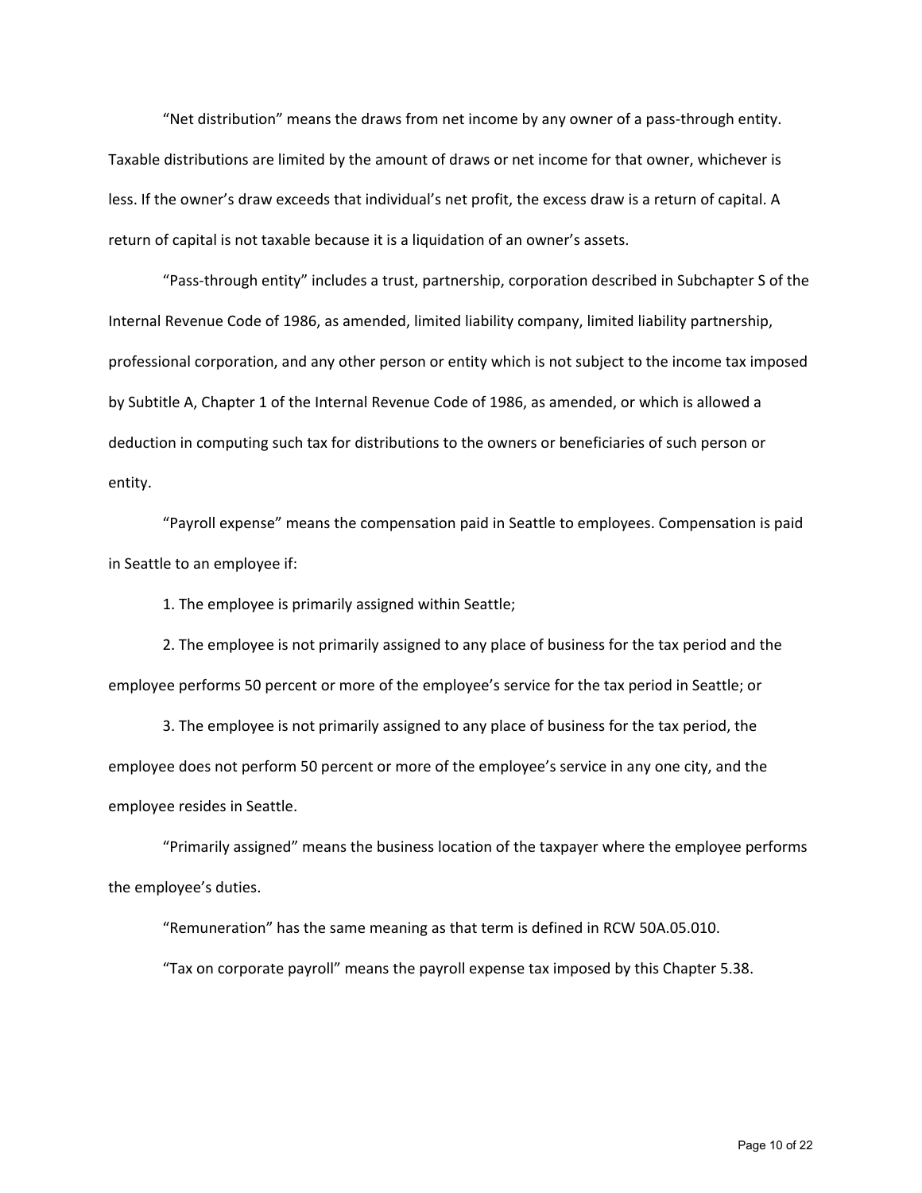"Net distribution" means the draws from net income by any owner of a pass-through entity. Taxable distributions are limited by the amount of draws or net income for that owner, whichever is less. If the owner's draw exceeds that individual's net profit, the excess draw is a return of capital. A return of capital is not taxable because it is a liquidation of an owner's assets.

"Pass-through entity" includes a trust, partnership, corporation described in Subchapter S of the Internal Revenue Code of 1986, as amended, limited liability company, limited liability partnership, professional corporation, and any other person or entity which is not subject to the income tax imposed by Subtitle A, Chapter 1 of the Internal Revenue Code of 1986, as amended, or which is allowed a deduction in computing such tax for distributions to the owners or beneficiaries of such person or entity.

"Payroll expense" means the compensation paid in Seattle to employees. Compensation is paid in Seattle to an employee if:

1. The employee is primarily assigned within Seattle;

2. The employee is not primarily assigned to any place of business for the tax period and the employee performs 50 percent or more of the employee's service for the tax period in Seattle; or

3. The employee is not primarily assigned to any place of business for the tax period, the employee does not perform 50 percent or more of the employee's service in any one city, and the employee resides in Seattle.

"Primarily assigned" means the business location of the taxpayer where the employee performs the employee's duties.

"Remuneration" has the same meaning as that term is defined in RCW 50A.05.010.

"Tax on corporate payroll" means the payroll expense tax imposed by this Chapter 5.38.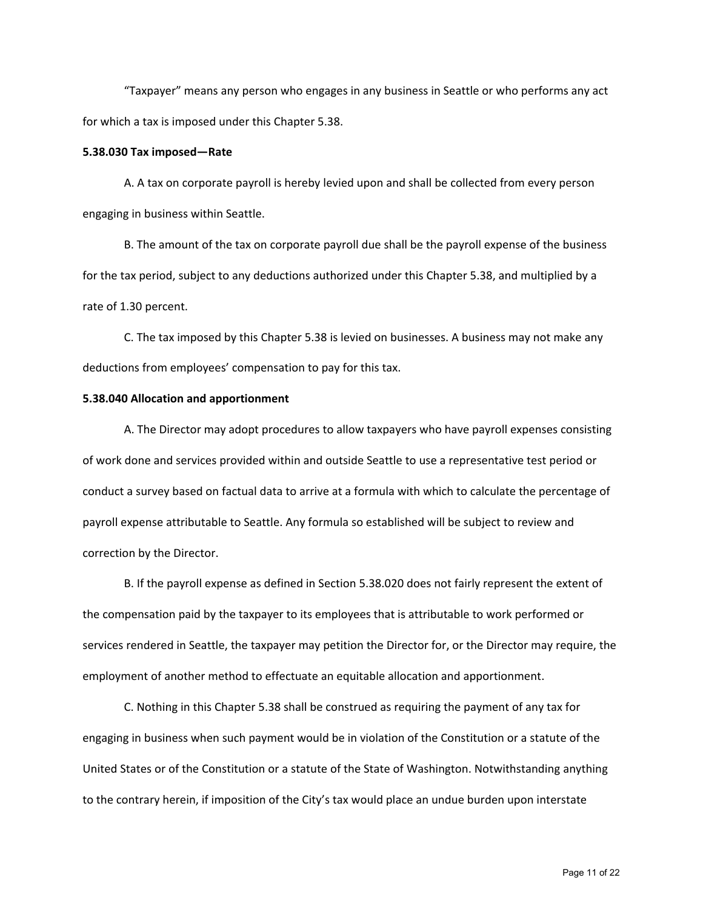"Taxpayer" means any person who engages in any business in Seattle or who performs any act for which a tax is imposed under this Chapter 5.38.

**5.38.030 Tax imposed—Rate**

A. A tax on corporate payroll is hereby levied upon and shall be collected from every person engaging in business within Seattle.

B. The amount of the tax on corporate payroll due shall be the payroll expense of the business for the tax period, subject to any deductions authorized under this Chapter 5.38, and multiplied by a rate of 1.30 percent.

C. The tax imposed by this Chapter 5.38 is levied on businesses. A business may not make any deductions from employees' compensation to pay for this tax.

**5.38.040 Allocation and apportionment**

A. The Director may adopt procedures to allow taxpayers who have payroll expenses consisting of work done and services provided within and outside Seattle to use a representative test period or conduct a survey based on factual data to arrive at a formula with which to calculate the percentage of payroll expense attributable to Seattle. Any formula so established will be subject to review and correction by the Director.

B. If the payroll expense as defined in Section 5.38.020 does not fairly represent the extent of the compensation paid by the taxpayer to its employees that is attributable to work performed or services rendered in Seattle, the taxpayer may petition the Director for, or the Director may require, the employment of another method to effectuate an equitable allocation and apportionment.

C. Nothing in this Chapter 5.38 shall be construed as requiring the payment of any tax for engaging in business when such payment would be in violation of the Constitution or a statute of the United States or of the Constitution or a statute of the State of Washington. Notwithstanding anything to the contrary herein, if imposition of the City's tax would place an undue burden upon interstate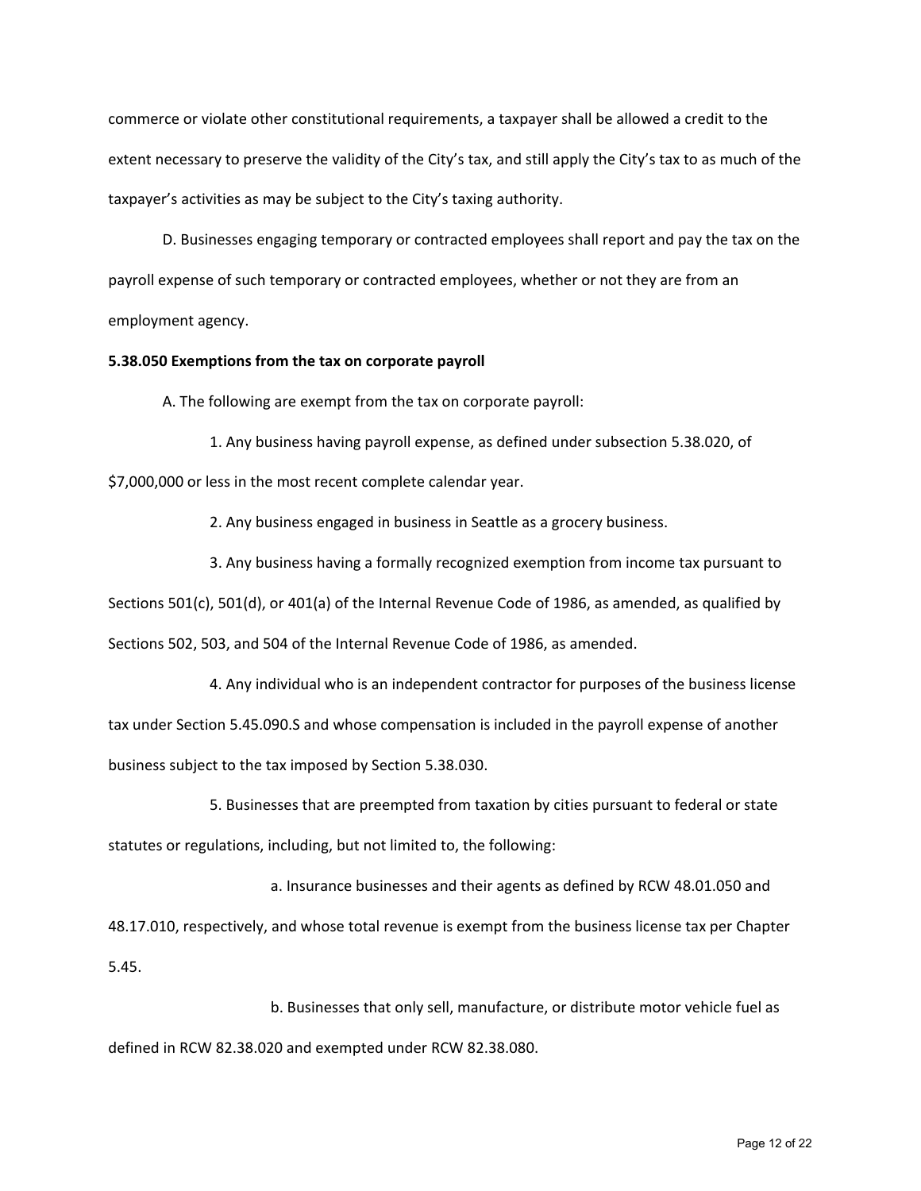commerce or violate other constitutional requirements, a taxpayer shall be allowed a credit to the extent necessary to preserve the validity of the City's tax, and still apply the City's tax to as much of the taxpayer's activities as may be subject to the City's taxing authority.

D. Businesses engaging temporary or contracted employees shall report and pay the tax on the payroll expense of such temporary or contracted employees, whether or not they are from an employment agency.

**5.38.050 Exemptions from the tax on corporate payroll**

A. The following are exempt from the tax on corporate payroll:

1. Any business having payroll expense, as defined under subsection 5.38.020, of $7,000,000 or less in the most recent complete calendar year.

2. Any business engaged in business in Seattle as a grocery business.

3. Any business having a formally recognized exemption from income tax pursuant to Sections 501(c), 501(d), or 401(a) of the Internal Revenue Code of 1986, as amended, as qualified by Sections 502, 503, and 504 of the Internal Revenue Code of 1986, as amended.

4. Any individual who is an independent contractor for purposes of the business license tax under Section 5.45.090.S and whose compensation is included in the payroll expense of another business subject to the tax imposed by Section 5.38.030.

5. Businesses that are preempted from taxation by cities pursuant to federal or state statutes or regulations, including, but not limited to, the following:

a. Insurance businesses and their agents as defined by RCW 48.01.050 and 48.17.010, respectively, and whose total revenue is exempt from the business license tax per Chapter 5.45.

b. Businesses that only sell, manufacture, or distribute motor vehicle fuel as defined in RCW 82.38.020 and exempted under RCW 82.38.080.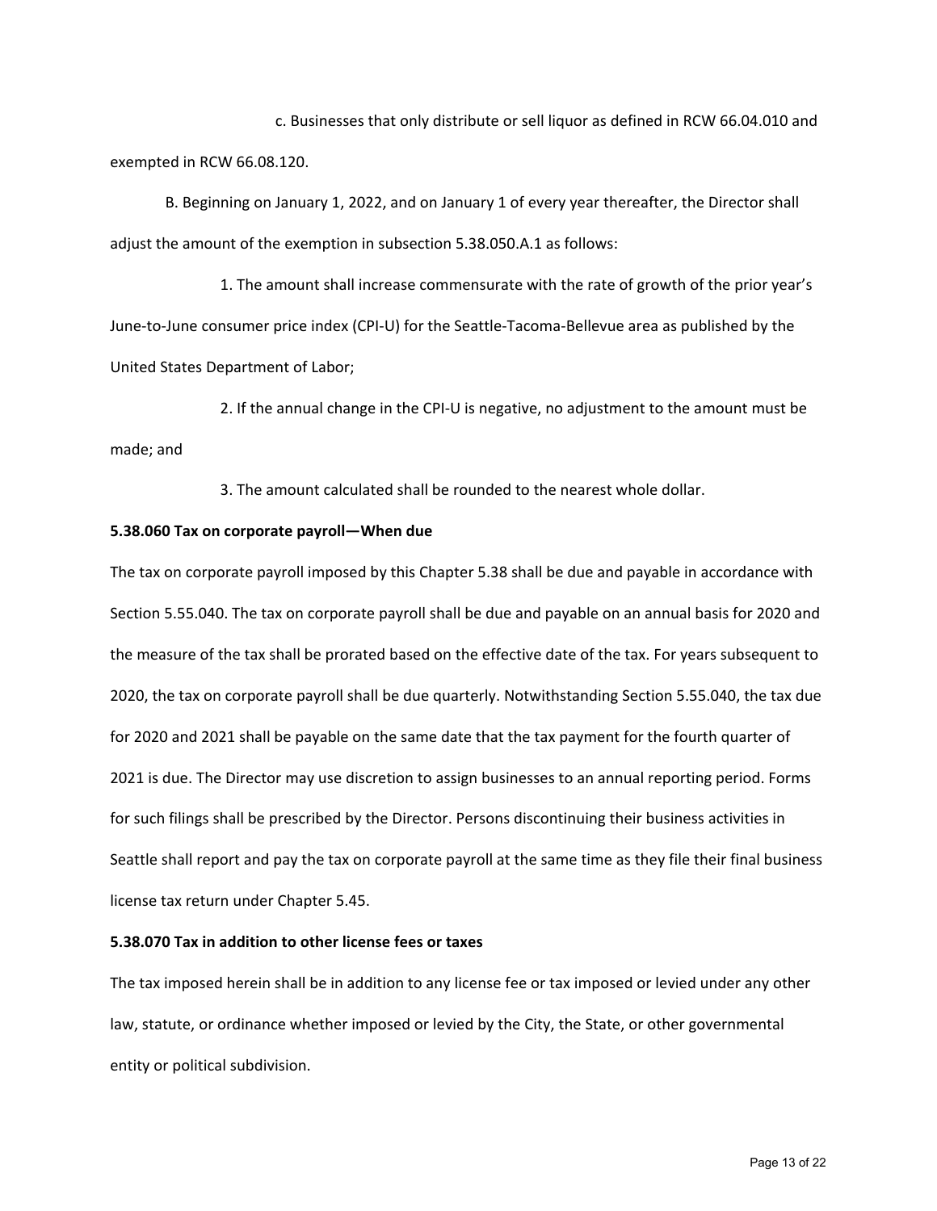c. Businesses that only distribute or sell liquor as defined in RCW 66.04.010 and exempted in RCW 66.08.120.

B. Beginning on January 1, 2022, and on January 1 of every year thereafter, the Director shall adjust the amount of the exemption in subsection 5.38.050.A.1 as follows:

1. The amount shall increase commensurate with the rate of growth of the prior year's June-to-June consumer price index (CPI-U) for the Seattle-Tacoma-Bellevue area as published by the United States Department of Labor;

2. If the annual change in the CPI-U is negative, no adjustment to the amount must be made; and

3. The amount calculated shall be rounded to the nearest whole dollar.

**5.38.060 Tax on corporate payroll—When due**

The tax on corporate payroll imposed by this Chapter 5.38 shall be due and payable in accordance with Section 5.55.040. The tax on corporate payroll shall be due and payable on an annual basis for 2020 and the measure of the tax shall be prorated based on the effective date of the tax. For years subsequent to 2020, the tax on corporate payroll shall be due quarterly. Notwithstanding Section 5.55.040, the tax due for 2020 and 2021 shall be payable on the same date that the tax payment for the fourth quarter of 2021 is due. The Director may use discretion to assign businesses to an annual reporting period. Forms for such filings shall be prescribed by the Director. Persons discontinuing their business activities in Seattle shall report and pay the tax on corporate payroll at the same time as they file their final business license tax return under Chapter 5.45.

**5.38.070 Tax in addition to other license fees or taxes**

The tax imposed herein shall be in addition to any license fee or tax imposed or levied under any other law, statute, or ordinance whether imposed or levied by the City, the State, or other governmental entity or political subdivision.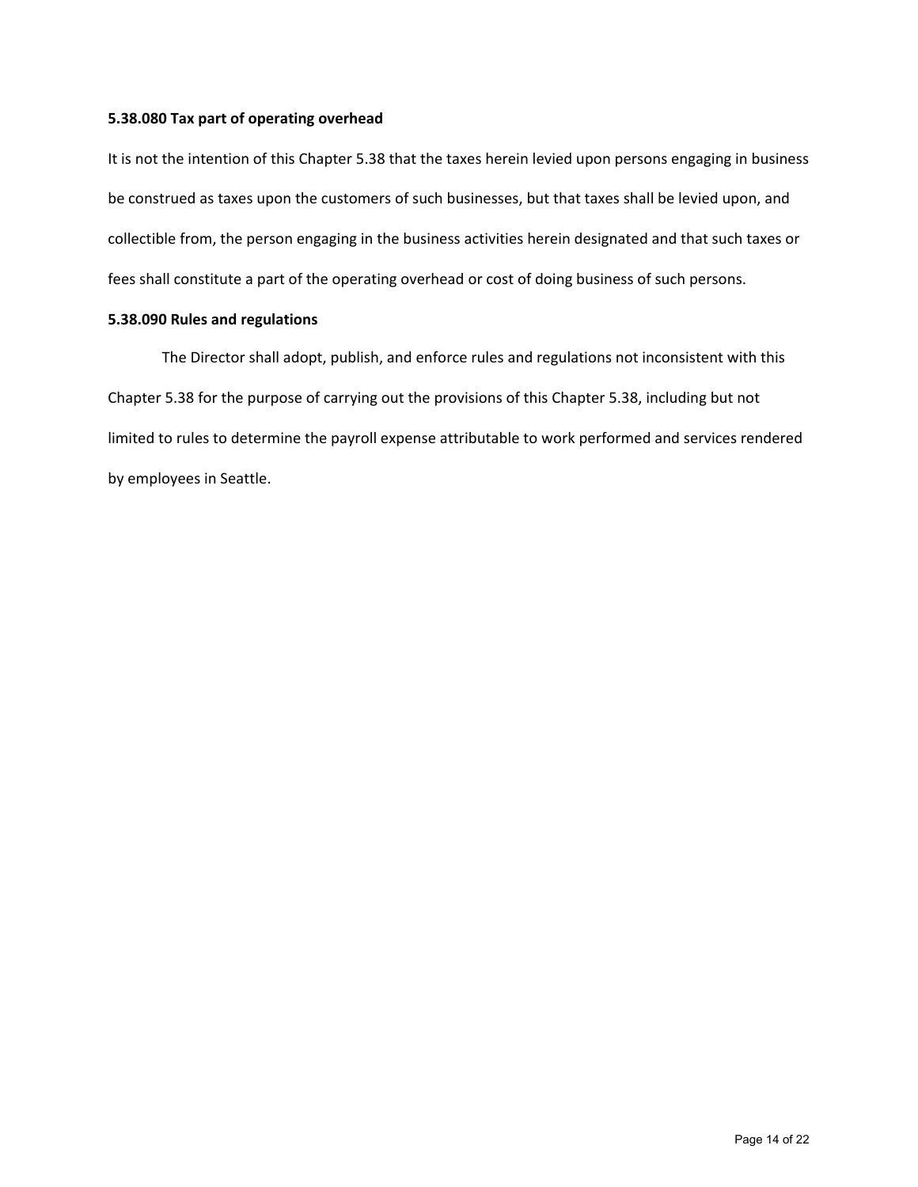**5.38.080 Tax part of operating overhead**

It is not the intention of this Chapter 5.38 that the taxes herein levied upon persons engaging in business be construed as taxes upon the customers of such businesses, but that taxes shall be levied upon, and collectible from, the person engaging in the business activities herein designated and that such taxes or fees shall constitute a part of the operating overhead or cost of doing business of such persons.

**5.38.090 Rules and regulations**

The Director shall adopt, publish, and enforce rules and regulations not inconsistent with this Chapter 5.38 for the purpose of carrying out the provisions of this Chapter 5.38, including but not limited to rules to determine the payroll expense attributable to work performed and services rendered by employees in Seattle.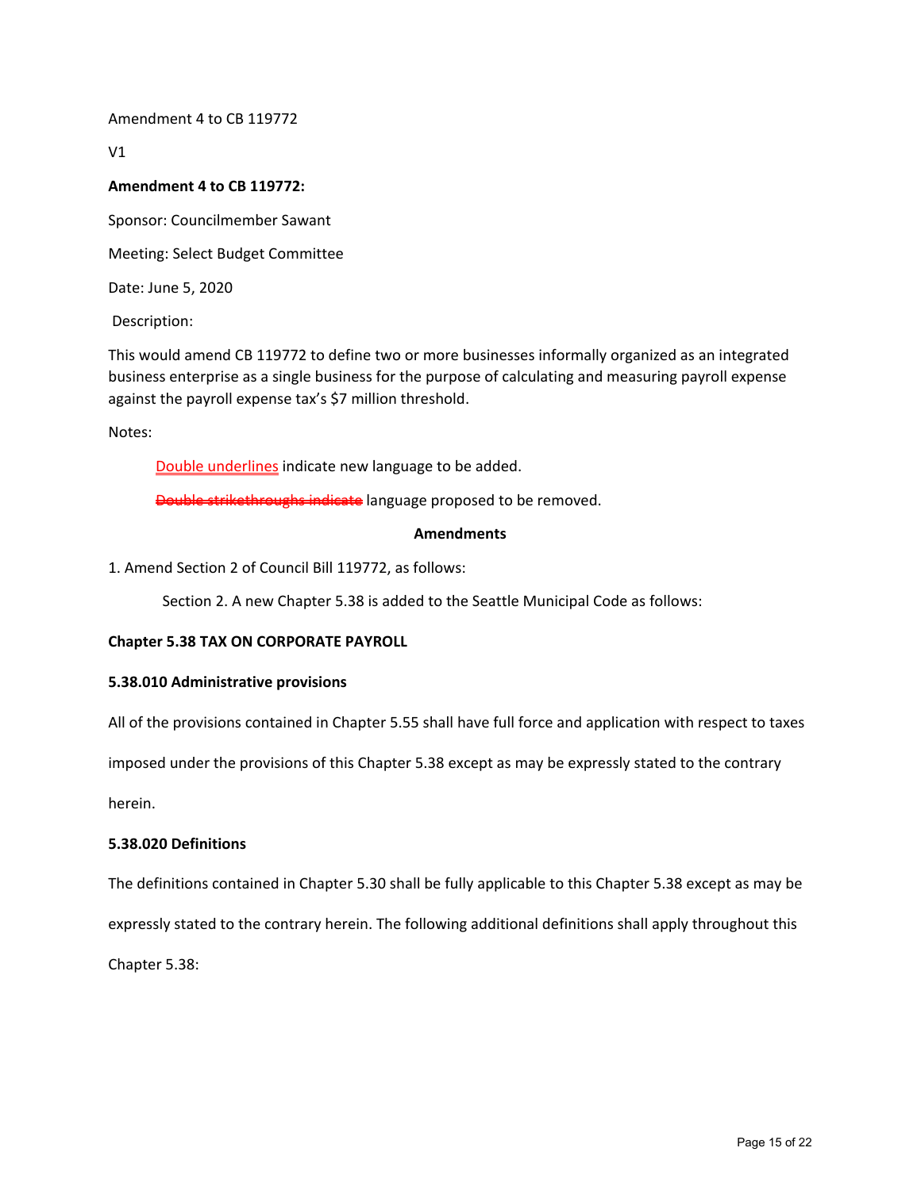Amendment 4 to CB 119772

V1

**Amendment 4 to CB 119772:**

Sponsor: Councilmember Sawant

Meeting: Select Budget Committee

Date: June 5, 2020

Description:

This would amend CB 119772 to define two or more businesses informally organized as an integrated business enterprise as a single business for the purpose of calculating and measuring payroll expense against the payroll expense tax's $7 million threshold.

Notes:

<u>Double underlines</u> indicate new language to be added.

~~Double strikethroughs indicate~~ language proposed to be removed.

**Amendments**

1. Amend Section 2 of Council Bill 119772, as follows:

Section 2. A new Chapter 5.38 is added to the Seattle Municipal Code as follows:

**Chapter 5.38 TAX ON CORPORATE PAYROLL**

**5.38.010 Administrative provisions**

All of the provisions contained in Chapter 5.55 shall have full force and application with respect to taxes imposed under the provisions of this Chapter 5.38 except as may be expressly stated to the contrary herein.

**5.38.020 Definitions**

The definitions contained in Chapter 5.30 shall be fully applicable to this Chapter 5.38 except as may be expressly stated to the contrary herein. The following additional definitions shall apply throughout this Chapter 5.38: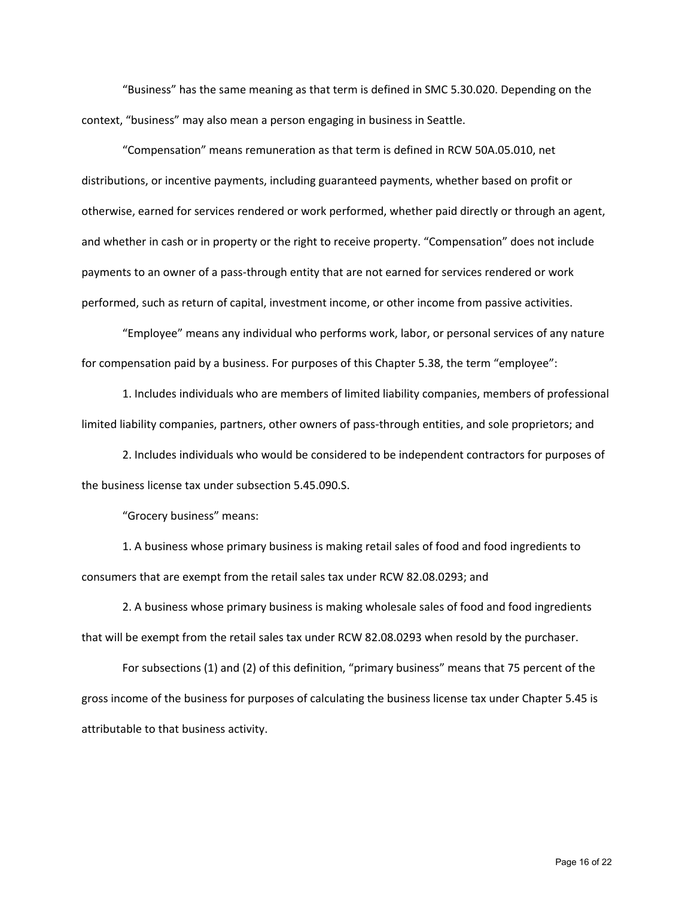"Business" has the same meaning as that term is defined in SMC 5.30.020. Depending on the context, "business" may also mean a person engaging in business in Seattle.

"Compensation" means remuneration as that term is defined in RCW 50A.05.010, net distributions, or incentive payments, including guaranteed payments, whether based on profit or otherwise, earned for services rendered or work performed, whether paid directly or through an agent, and whether in cash or in property or the right to receive property. "Compensation" does not include payments to an owner of a pass-through entity that are not earned for services rendered or work performed, such as return of capital, investment income, or other income from passive activities.

"Employee" means any individual who performs work, labor, or personal services of any nature for compensation paid by a business. For purposes of this Chapter 5.38, the term "employee":

1. Includes individuals who are members of limited liability companies, members of professional limited liability companies, partners, other owners of pass-through entities, and sole proprietors; and

2. Includes individuals who would be considered to be independent contractors for purposes of the business license tax under subsection 5.45.090.S.

"Grocery business" means:

1. A business whose primary business is making retail sales of food and food ingredients to consumers that are exempt from the retail sales tax under RCW 82.08.0293; and

2. A business whose primary business is making wholesale sales of food and food ingredients that will be exempt from the retail sales tax under RCW 82.08.0293 when resold by the purchaser.

For subsections (1) and (2) of this definition, "primary business" means that 75 percent of the gross income of the business for purposes of calculating the business license tax under Chapter 5.45 is attributable to that business activity.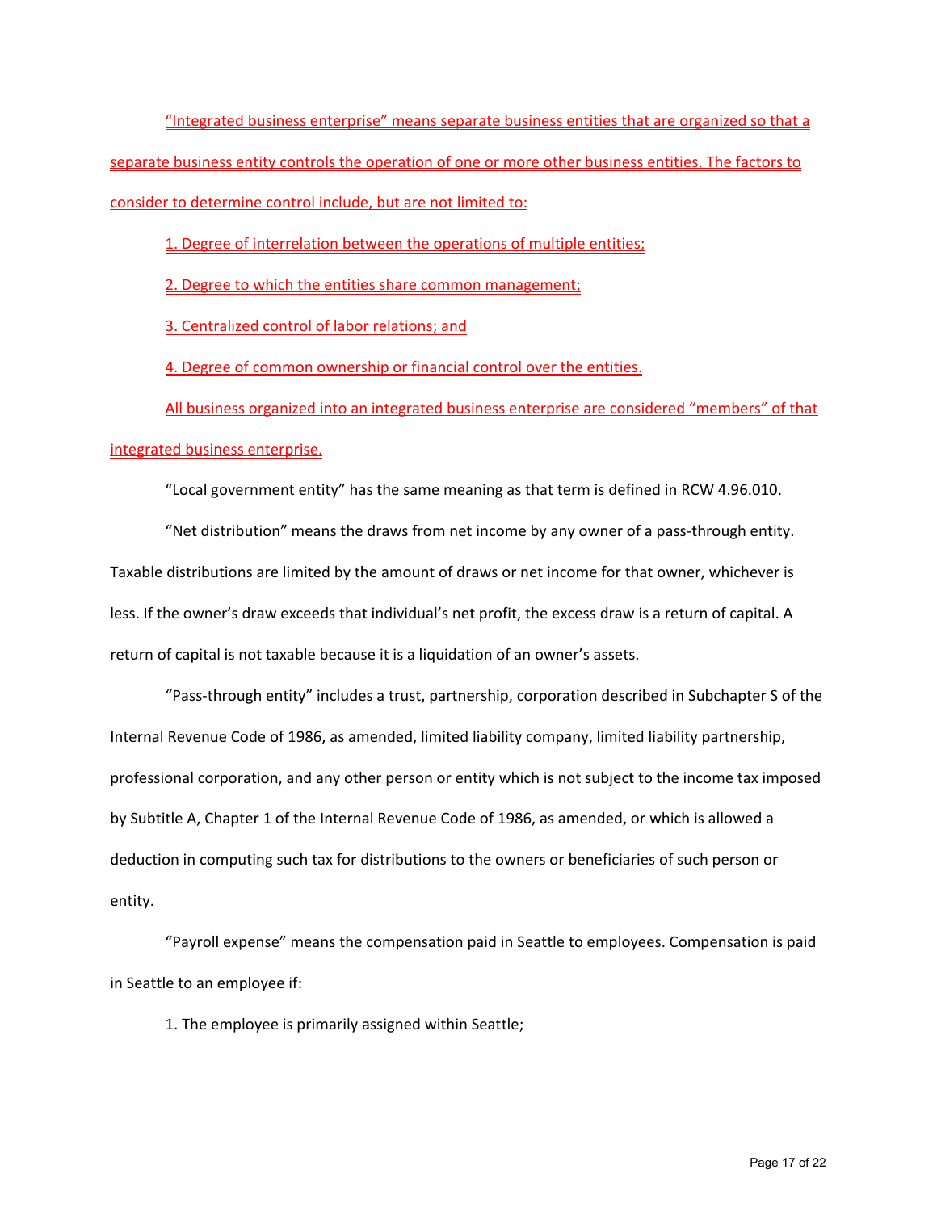"Integrated business enterprise" means separate business entities that are organized so that a separate business entity controls the operation of one or more other business entities. The factors to consider to determine control include, but are not limited to:

1. Degree of interrelation between the operations of multiple entities;

2. Degree to which the entities share common management;

3. Centralized control of labor relations; and

4. Degree of common ownership or financial control over the entities.

All business organized into an integrated business enterprise are considered "members" of that integrated business enterprise.

"Local government entity" has the same meaning as that term is defined in RCW 4.96.010.

"Net distribution" means the draws from net income by any owner of a pass-through entity. Taxable distributions are limited by the amount of draws or net income for that owner, whichever is less. If the owner's draw exceeds that individual's net profit, the excess draw is a return of capital. A return of capital is not taxable because it is a liquidation of an owner's assets.

"Pass-through entity" includes a trust, partnership, corporation described in Subchapter S of the Internal Revenue Code of 1986, as amended, limited liability company, limited liability partnership, professional corporation, and any other person or entity which is not subject to the income tax imposed by Subtitle A, Chapter 1 of the Internal Revenue Code of 1986, as amended, or which is allowed a deduction in computing such tax for distributions to the owners or beneficiaries of such person or entity.

"Payroll expense" means the compensation paid in Seattle to employees. Compensation is paid in Seattle to an employee if:

1. The employee is primarily assigned within Seattle;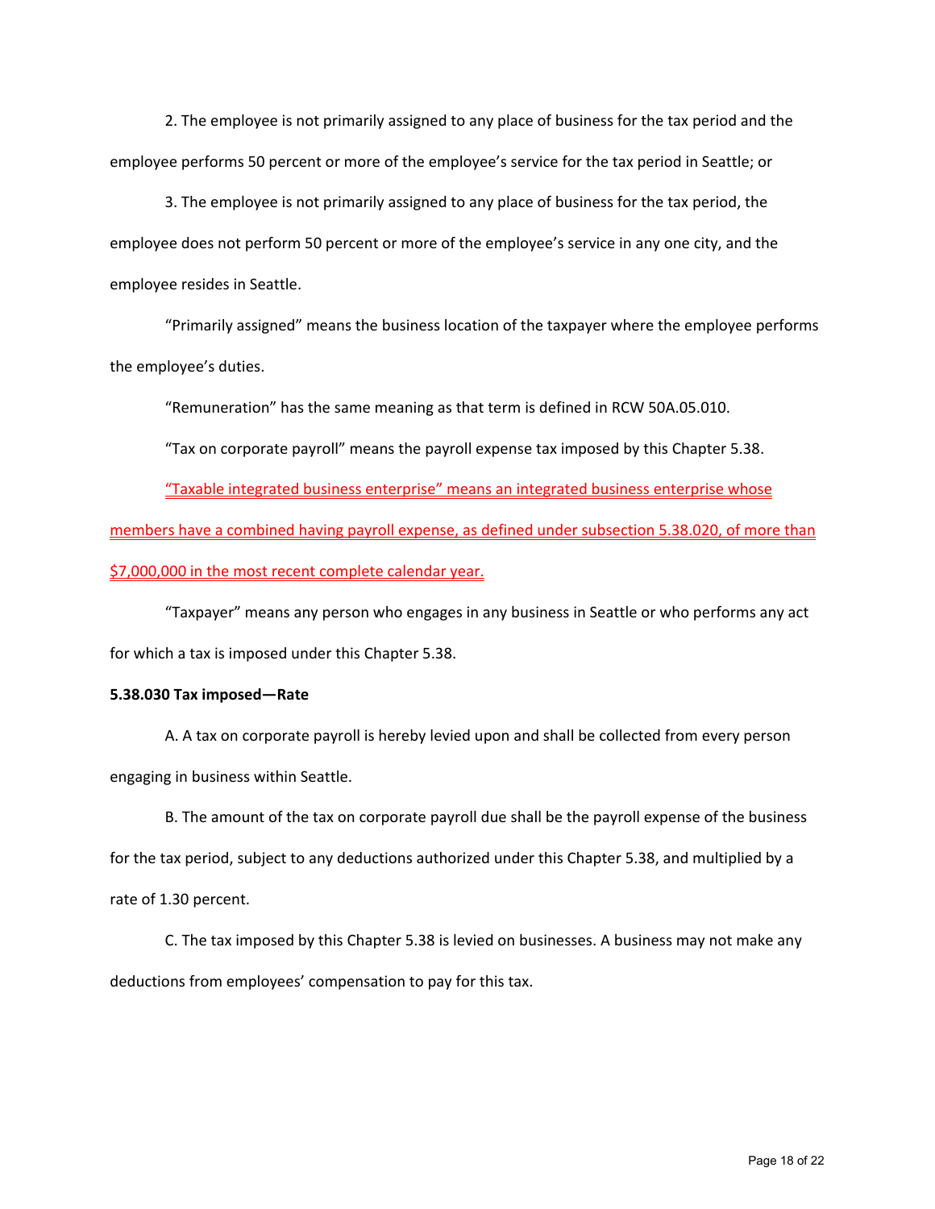2. The employee is not primarily assigned to any place of business for the tax period and the employee performs 50 percent or more of the employee's service for the tax period in Seattle; or

3. The employee is not primarily assigned to any place of business for the tax period, the employee does not perform 50 percent or more of the employee's service in any one city, and the employee resides in Seattle.

"Primarily assigned" means the business location of the taxpayer where the employee performs the employee's duties.

"Remuneration" has the same meaning as that term is defined in RCW 50A.05.010.

"Tax on corporate payroll" means the payroll expense tax imposed by this Chapter 5.38.

<u>"Taxable integrated business enterprise" means an integrated business enterprise whose members have a combined having payroll expense, as defined under subsection 5.38.020, of more than $7,000,000 in the most recent complete calendar year.</u>

"Taxpayer" means any person who engages in any business in Seattle or who performs any act for which a tax is imposed under this Chapter 5.38.

**5.38.030 Tax imposed—Rate**

A. A tax on corporate payroll is hereby levied upon and shall be collected from every person engaging in business within Seattle.

B. The amount of the tax on corporate payroll due shall be the payroll expense of the business for the tax period, subject to any deductions authorized under this Chapter 5.38, and multiplied by a rate of 1.30 percent.

C. The tax imposed by this Chapter 5.38 is levied on businesses. A business may not make any deductions from employees' compensation to pay for this tax.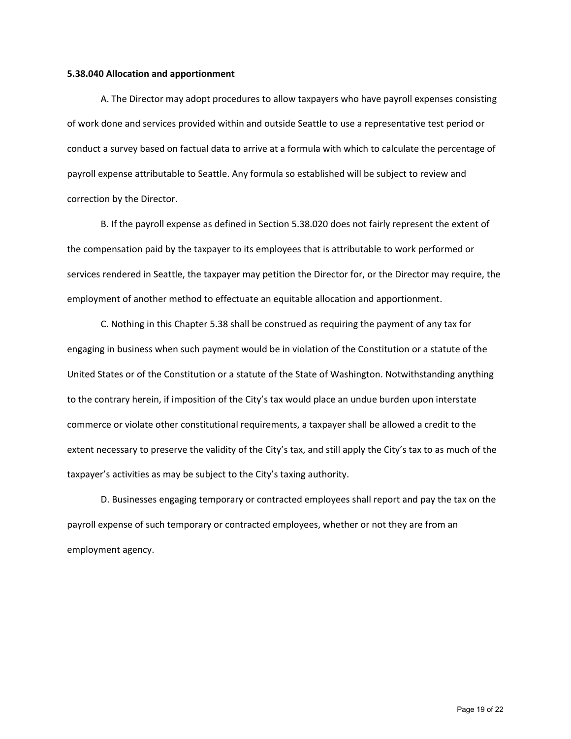**5.38.040 Allocation and apportionment**

A. The Director may adopt procedures to allow taxpayers who have payroll expenses consisting of work done and services provided within and outside Seattle to use a representative test period or conduct a survey based on factual data to arrive at a formula with which to calculate the percentage of payroll expense attributable to Seattle. Any formula so established will be subject to review and correction by the Director.

B. If the payroll expense as defined in Section 5.38.020 does not fairly represent the extent of the compensation paid by the taxpayer to its employees that is attributable to work performed or services rendered in Seattle, the taxpayer may petition the Director for, or the Director may require, the employment of another method to effectuate an equitable allocation and apportionment.

C. Nothing in this Chapter 5.38 shall be construed as requiring the payment of any tax for engaging in business when such payment would be in violation of the Constitution or a statute of the United States or of the Constitution or a statute of the State of Washington. Notwithstanding anything to the contrary herein, if imposition of the City's tax would place an undue burden upon interstate commerce or violate other constitutional requirements, a taxpayer shall be allowed a credit to the extent necessary to preserve the validity of the City's tax, and still apply the City's tax to as much of the taxpayer's activities as may be subject to the City's taxing authority.

D. Businesses engaging temporary or contracted employees shall report and pay the tax on the payroll expense of such temporary or contracted employees, whether or not they are from an employment agency.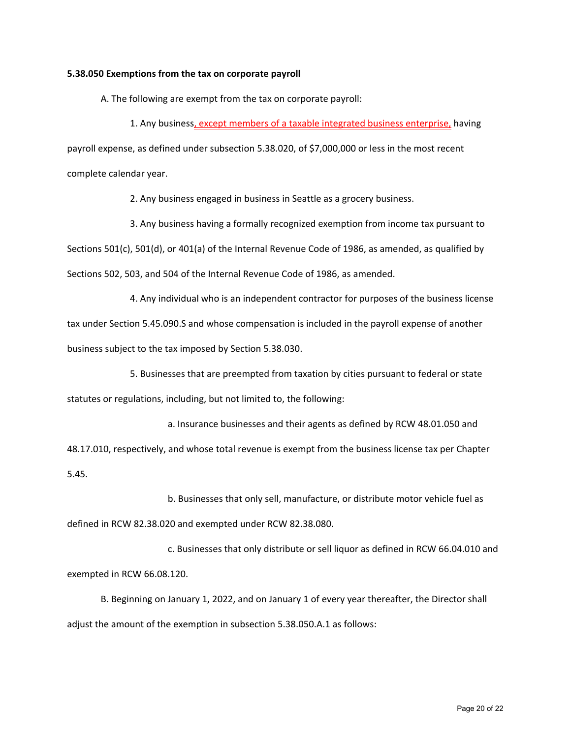**5.38.050 Exemptions from the tax on corporate payroll**

A. The following are exempt from the tax on corporate payroll:

1. Any business, except members of a taxable integrated business enterprise, having payroll expense, as defined under subsection 5.38.020, of $7,000,000 or less in the most recent complete calendar year.

2. Any business engaged in business in Seattle as a grocery business.

3. Any business having a formally recognized exemption from income tax pursuant to Sections 501(c), 501(d), or 401(a) of the Internal Revenue Code of 1986, as amended, as qualified by Sections 502, 503, and 504 of the Internal Revenue Code of 1986, as amended.

4. Any individual who is an independent contractor for purposes of the business license tax under Section 5.45.090.S and whose compensation is included in the payroll expense of another business subject to the tax imposed by Section 5.38.030.

5. Businesses that are preempted from taxation by cities pursuant to federal or state statutes or regulations, including, but not limited to, the following:

a. Insurance businesses and their agents as defined by RCW 48.01.050 and 48.17.010, respectively, and whose total revenue is exempt from the business license tax per Chapter 5.45.

b. Businesses that only sell, manufacture, or distribute motor vehicle fuel as defined in RCW 82.38.020 and exempted under RCW 82.38.080.

c. Businesses that only distribute or sell liquor as defined in RCW 66.04.010 and exempted in RCW 66.08.120.

B. Beginning on January 1, 2022, and on January 1 of every year thereafter, the Director shall adjust the amount of the exemption in subsection 5.38.050.A.1 as follows: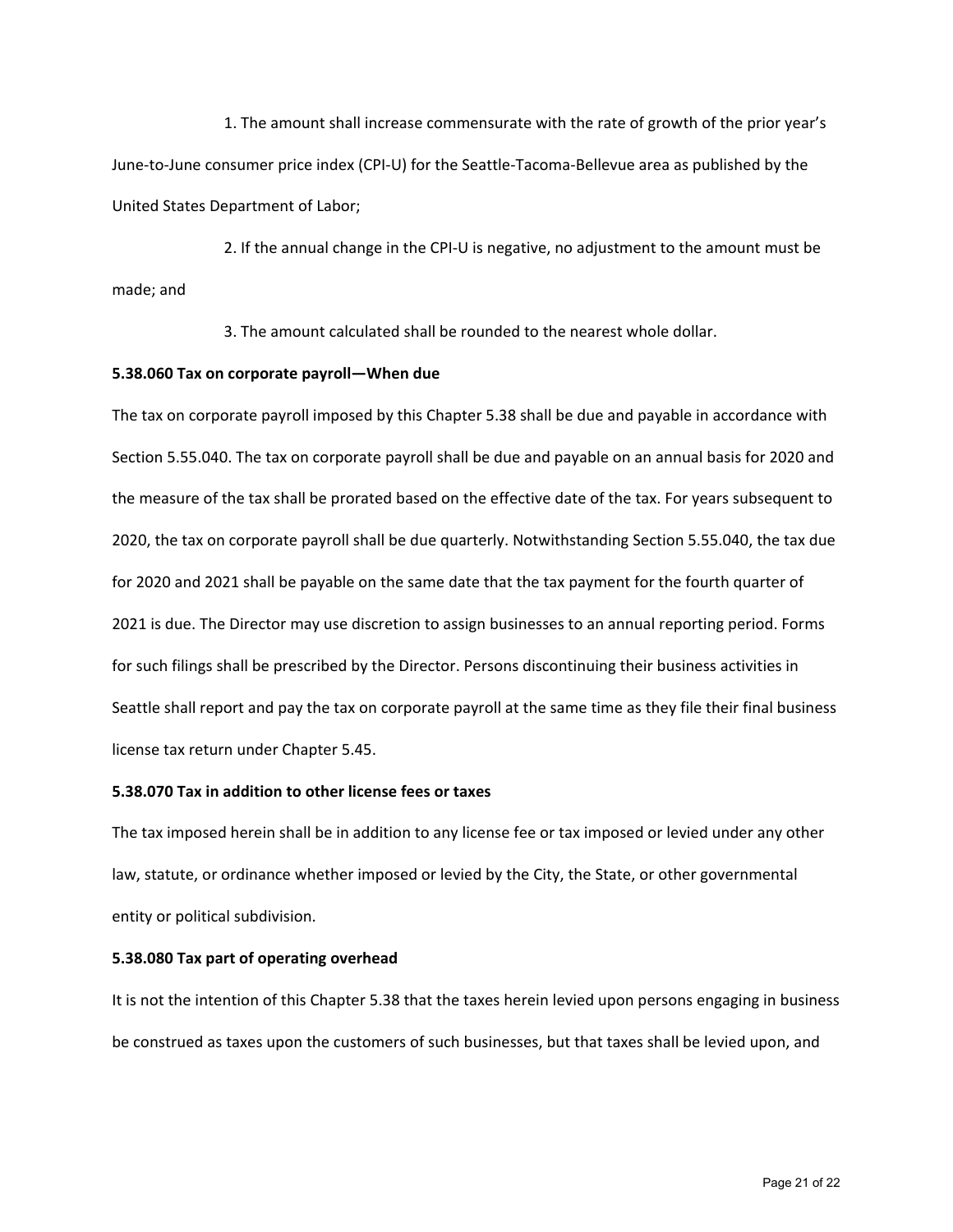1. The amount shall increase commensurate with the rate of growth of the prior year's June-to-June consumer price index (CPI-U) for the Seattle-Tacoma-Bellevue area as published by the United States Department of Labor;

2. If the annual change in the CPI-U is negative, no adjustment to the amount must be made; and

3. The amount calculated shall be rounded to the nearest whole dollar.

**5.38.060 Tax on corporate payroll—When due**

The tax on corporate payroll imposed by this Chapter 5.38 shall be due and payable in accordance with Section 5.55.040. The tax on corporate payroll shall be due and payable on an annual basis for 2020 and the measure of the tax shall be prorated based on the effective date of the tax. For years subsequent to 2020, the tax on corporate payroll shall be due quarterly. Notwithstanding Section 5.55.040, the tax due for 2020 and 2021 shall be payable on the same date that the tax payment for the fourth quarter of 2021 is due. The Director may use discretion to assign businesses to an annual reporting period. Forms for such filings shall be prescribed by the Director. Persons discontinuing their business activities in Seattle shall report and pay the tax on corporate payroll at the same time as they file their final business license tax return under Chapter 5.45.

**5.38.070 Tax in addition to other license fees or taxes**

The tax imposed herein shall be in addition to any license fee or tax imposed or levied under any other law, statute, or ordinance whether imposed or levied by the City, the State, or other governmental entity or political subdivision.

**5.38.080 Tax part of operating overhead**

It is not the intention of this Chapter 5.38 that the taxes herein levied upon persons engaging in business be construed as taxes upon the customers of such businesses, but that taxes shall be levied upon, and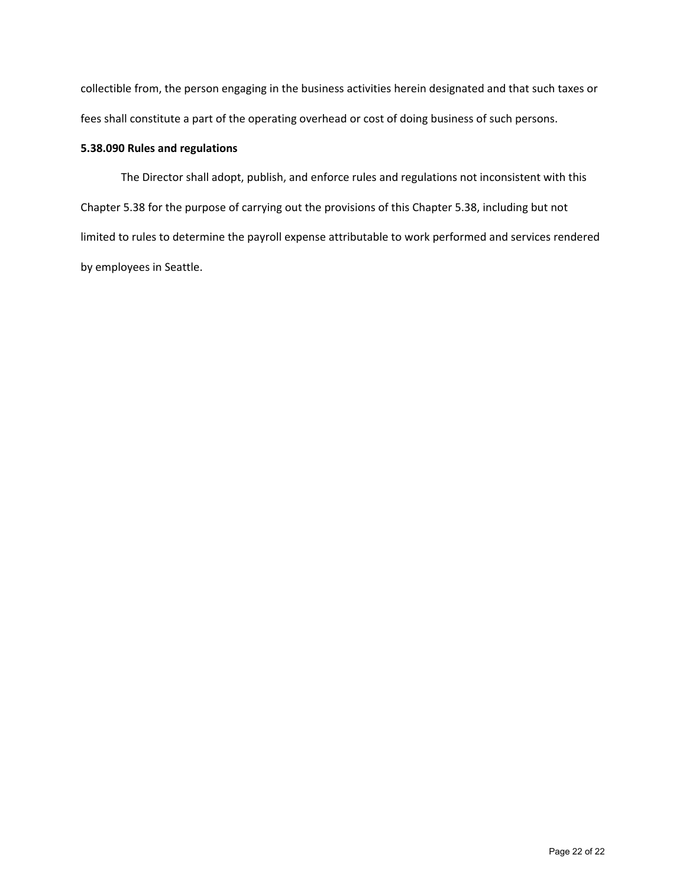collectible from, the person engaging in the business activities herein designated and that such taxes or fees shall constitute a part of the operating overhead or cost of doing business of such persons.

**5.38.090 Rules and regulations**

The Director shall adopt, publish, and enforce rules and regulations not inconsistent with this Chapter 5.38 for the purpose of carrying out the provisions of this Chapter 5.38, including but not limited to rules to determine the payroll expense attributable to work performed and services rendered by employees in Seattle.